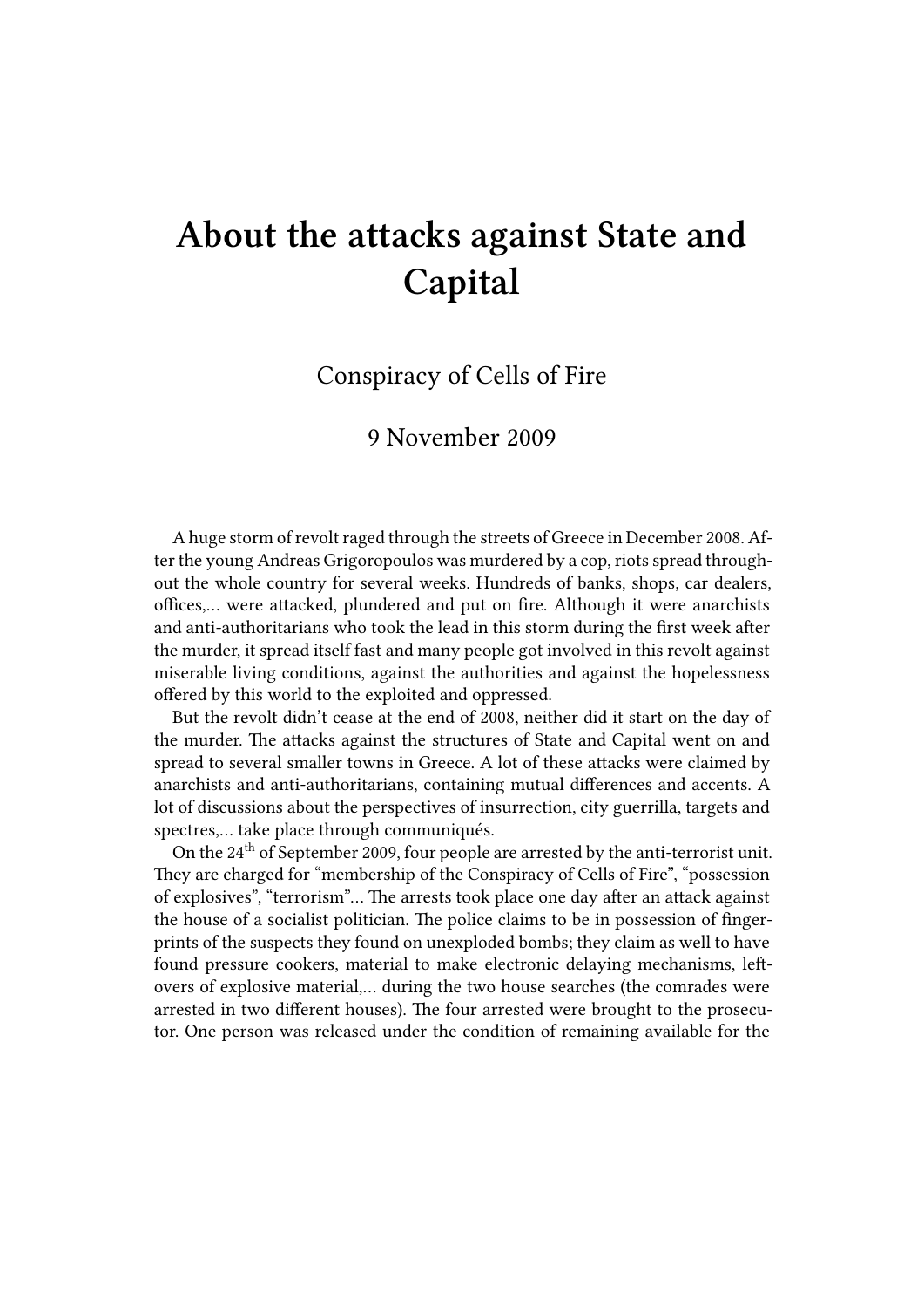# About the attacks against State and Capital

Conspiracy of Cells of Fire

9 November 2009

A huge storm of revolt raged through the streets of Greece in December 2008. After the young Andreas Grigoropoulos was murdered by a cop, riots spread throughout the whole country for several weeks. Hundreds of banks, shops, car dealers, offices,… were attacked, plundered and put on fire. Although it were anarchists and anti-authoritarians who took the lead in this storm during the first week after the murder, it spread itself fast and many people got involved in this revolt against miserable living conditions, against the authorities and against the hopelessness offered by this world to the exploited and oppressed.

But the revolt didn't cease at the end of 2008, neither did it start on the day of the murder. The attacks against the structures of State and Capital went on and spread to several smaller towns in Greece. A lot of these attacks were claimed by anarchists and anti-authoritarians, containing mutual differences and accents. A lot of discussions about the perspectives of insurrection, city guerrilla, targets and spectres,… take place through communiqués.

On the 24th of September 2009, four people are arrested by the anti-terrorist unit. They are charged for "membership of the Conspiracy of Cells of Fire", "possession of explosives", "terrorism"… The arrests took place one day after an attack against the house of a socialist politician. The police claims to be in possession of fingerprints of the suspects they found on unexploded bombs; they claim as well to have found pressure cookers, material to make electronic delaying mechanisms, leftovers of explosive material,… during the two house searches (the comrades were arrested in two different houses). The four arrested were brought to the prosecutor. One person was released under the condition of remaining available for the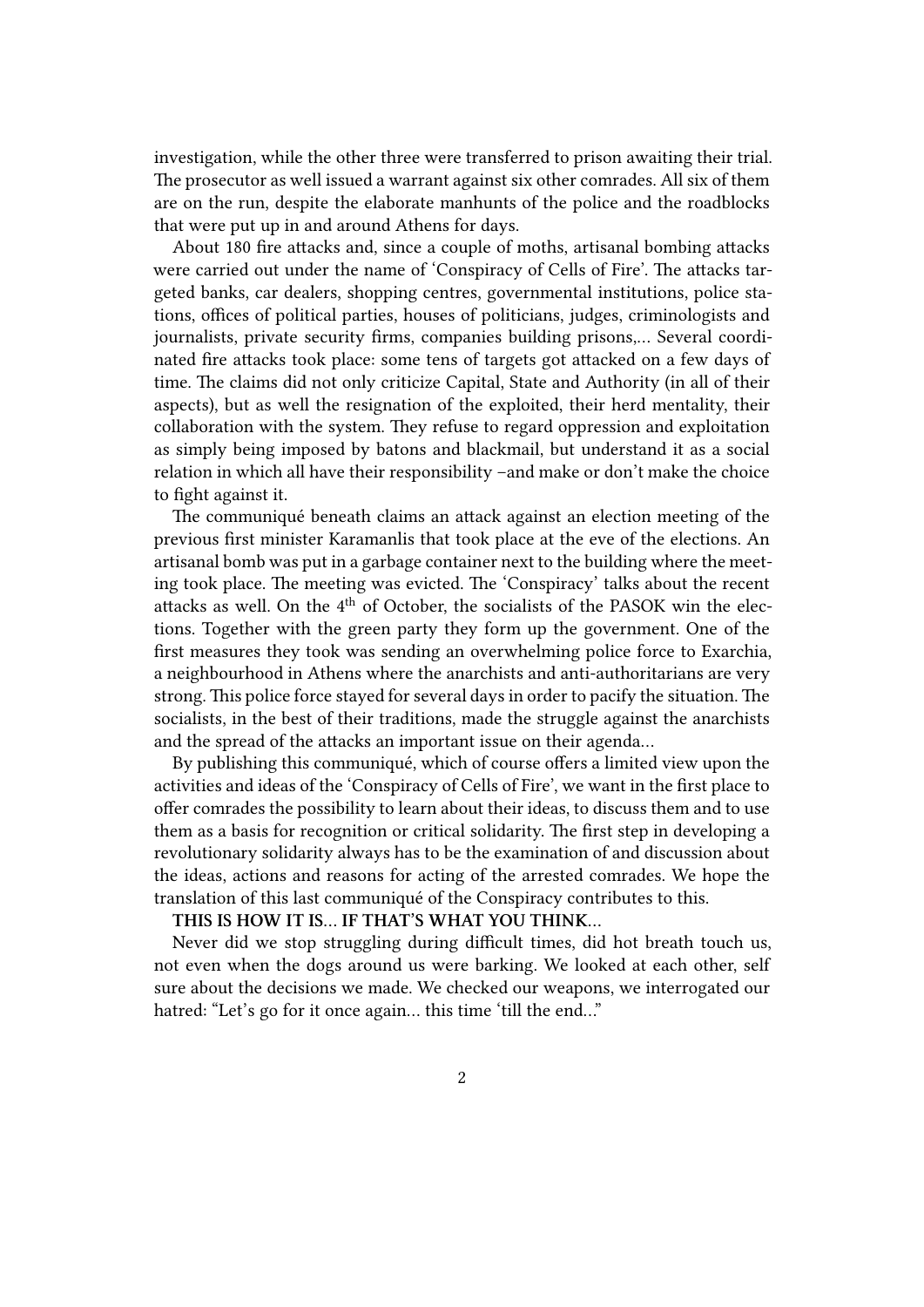investigation, while the other three were transferred to prison awaiting their trial. The prosecutor as well issued a warrant against six other comrades. All six of them are on the run, despite the elaborate manhunts of the police and the roadblocks that were put up in and around Athens for days.

About 180 fire attacks and, since a couple of moths, artisanal bombing attacks were carried out under the name of 'Conspiracy of Cells of Fire'. The attacks targeted banks, car dealers, shopping centres, governmental institutions, police stations, offices of political parties, houses of politicians, judges, criminologists and journalists, private security firms, companies building prisons,… Several coordinated fire attacks took place: some tens of targets got attacked on a few days of time. The claims did not only criticize Capital, State and Authority (in all of their aspects), but as well the resignation of the exploited, their herd mentality, their collaboration with the system. They refuse to regard oppression and exploitation as simply being imposed by batons and blackmail, but understand it as a social relation in which all have their responsibility –and make or don't make the choice to fight against it.

The communiqué beneath claims an attack against an election meeting of the previous first minister Karamanlis that took place at the eve of the elections. An artisanal bomb was put in a garbage container next to the building where the meeting took place. The meeting was evicted. The 'Conspiracy' talks about the recent attacks as well. On the 4th of October, the socialists of the PASOK win the elections. Together with the green party they form up the government. One of the first measures they took was sending an overwhelming police force to Exarchia, a neighbourhood in Athens where the anarchists and anti-authoritarians are very strong. This police force stayed for several days in order to pacify the situation. The socialists, in the best of their traditions, made the struggle against the anarchists and the spread of the attacks an important issue on their agenda…

By publishing this communiqué, which of course offers a limited view upon the activities and ideas of the 'Conspiracy of Cells of Fire', we want in the first place to offer comrades the possibility to learn about their ideas, to discuss them and to use them as a basis for recognition or critical solidarity. The first step in developing a revolutionary solidarity always has to be the examination of and discussion about the ideas, actions and reasons for acting of the arrested comrades. We hope the translation of this last communiqué of the Conspiracy contributes to this.

**THIS IS HOW IT IS… IF THAT'S WHAT YOU THINK…**

Never did we stop struggling during difficult times, did hot breath touch us, not even when the dogs around us were barking. We looked at each other, self sure about the decisions we made. We checked our weapons, we interrogated our hatred: "Let's go for it once again… this time 'till the end…"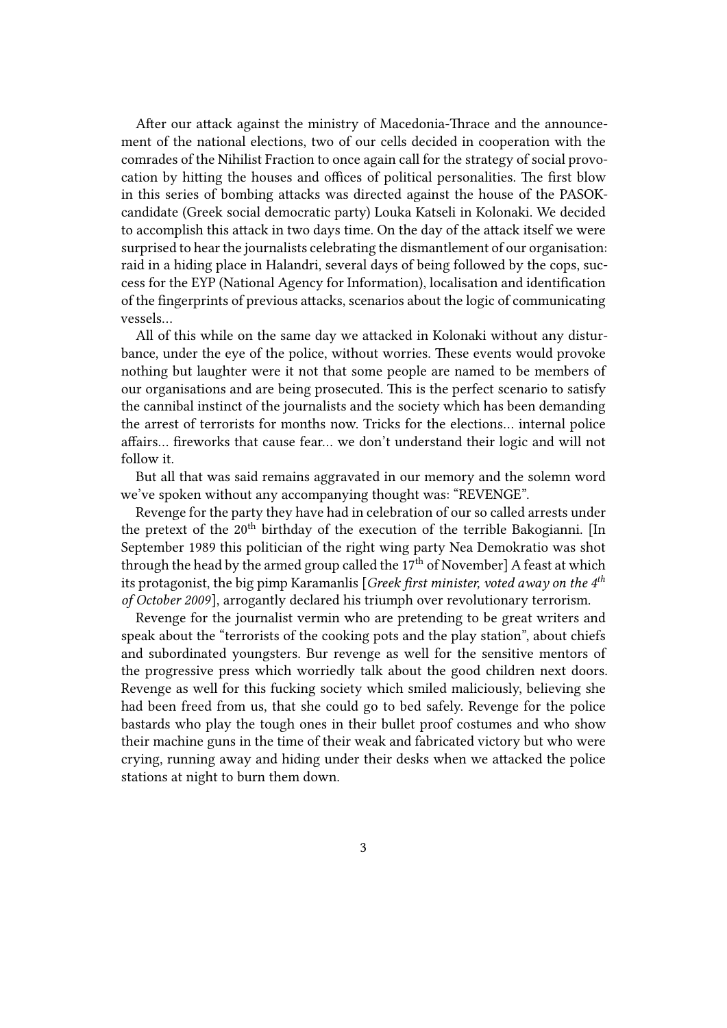After our attack against the ministry of Macedonia-Thrace and the announcement of the national elections, two of our cells decided in cooperation with the comrades of the Nihilist Fraction to once again call for the strategy of social provocation by hitting the houses and offices of political personalities. The first blow in this series of bombing attacks was directed against the house of the PASOK-candidate (Greek social democratic party) Louka Katseli in Kolonaki. We decided to accomplish this attack in two days time. On the day of the attack itself we were surprised to hear the journalists celebrating the dismantlement of our organisation: raid in a hiding place in Halandri, several days of being followed by the cops, success for the EYP (National Agency for Information), localisation and identification of the fingerprints of previous attacks, scenarios about the logic of communicating vessels…

All of this while on the same day we attacked in Kolonaki without any disturbance, under the eye of the police, without worries. These events would provoke nothing but laughter were it not that some people are named to be members of our organisations and are being prosecuted. This is the perfect scenario to satisfy the cannibal instinct of the journalists and the society which has been demanding the arrest of terrorists for months now. Tricks for the elections… internal police affairs… fireworks that cause fear… we don't understand their logic and will not follow it.

But all that was said remains aggravated in our memory and the solemn word we've spoken without any accompanying thought was: "REVENGE".

Revenge for the party they have had in celebration of our so called arrests under the pretext of the 20th birthday of the execution of the terrible Bakogianni. [In September 1989 this politician of the right wing party Nea Demokratio was shot through the head by the armed group called the 17th of November] A feast at which its protagonist, the big pimp Karamanlis [*Greek first minister, voted away on the 4th of October 2009*], arrogantly declared his triumph over revolutionary terrorism.

Revenge for the journalist vermin who are pretending to be great writers and speak about the "terrorists of the cooking pots and the play station", about chiefs and subordinated youngsters. Bur revenge as well for the sensitive mentors of the progressive press which worriedly talk about the good children next doors. Revenge as well for this fucking society which smiled maliciously, believing she had been freed from us, that she could go to bed safely. Revenge for the police bastards who play the tough ones in their bullet proof costumes and who show their machine guns in the time of their weak and fabricated victory but who were crying, running away and hiding under their desks when we attacked the police stations at night to burn them down.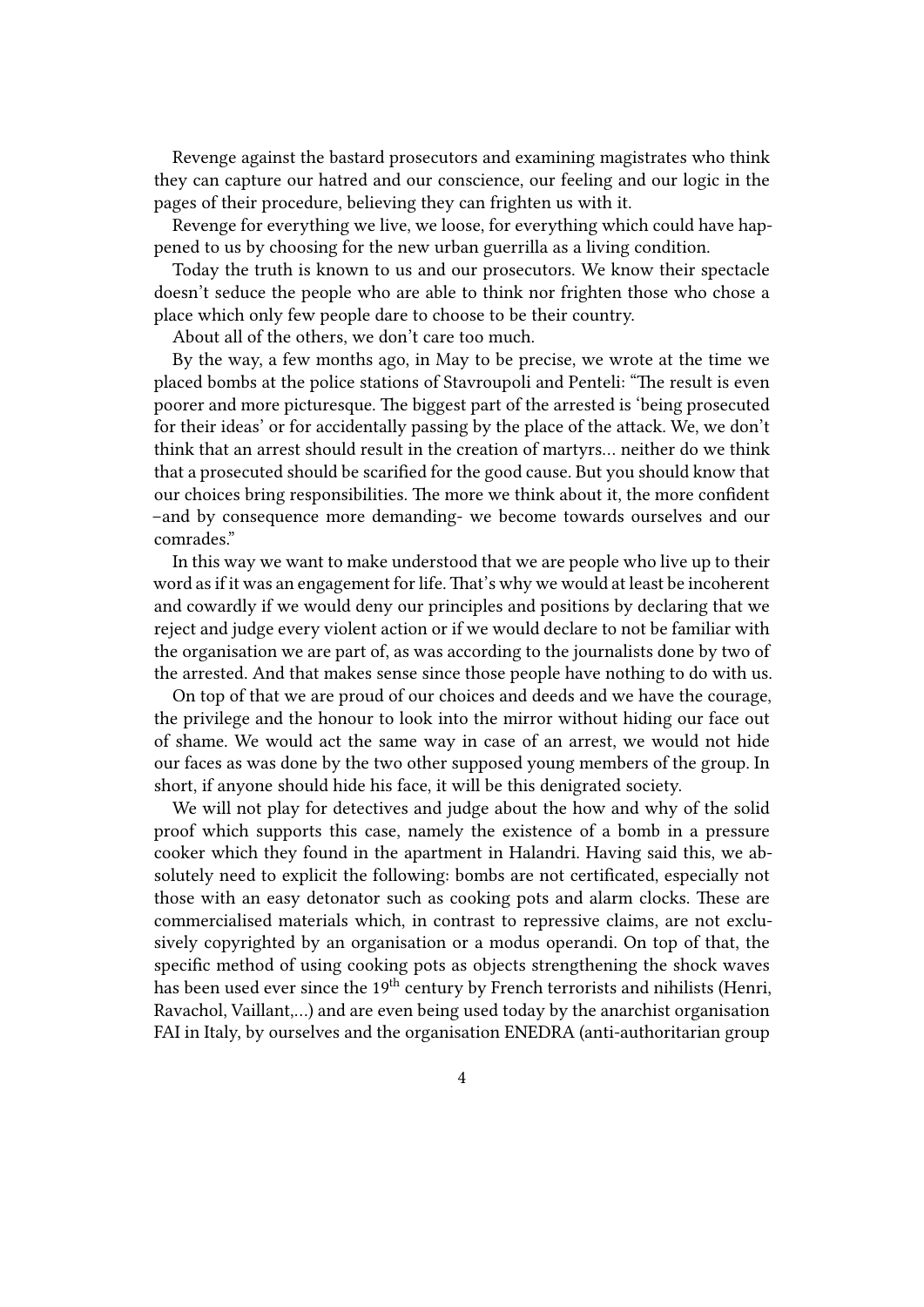Revenge against the bastard prosecutors and examining magistrates who think they can capture our hatred and our conscience, our feeling and our logic in the pages of their procedure, believing they can frighten us with it.

Revenge for everything we live, we loose, for everything which could have happened to us by choosing for the new urban guerrilla as a living condition.

Today the truth is known to us and our prosecutors. We know their spectacle doesn't seduce the people who are able to think nor frighten those who chose a place which only few people dare to choose to be their country.

About all of the others, we don't care too much.

By the way, a few months ago, in May to be precise, we wrote at the time we placed bombs at the police stations of Stavroupoli and Penteli: "The result is even poorer and more picturesque. The biggest part of the arrested is 'being prosecuted for their ideas' or for accidentally passing by the place of the attack. We, we don't think that an arrest should result in the creation of martyrs… neither do we think that a prosecuted should be scarified for the good cause. But you should know that our choices bring responsibilities. The more we think about it, the more confident –and by consequence more demanding- we become towards ourselves and our comrades."

In this way we want to make understood that we are people who live up to their word as if it was an engagement for life. That's why we would at least be incoherent and cowardly if we would deny our principles and positions by declaring that we reject and judge every violent action or if we would declare to not be familiar with the organisation we are part of, as was according to the journalists done by two of the arrested. And that makes sense since those people have nothing to do with us.

On top of that we are proud of our choices and deeds and we have the courage, the privilege and the honour to look into the mirror without hiding our face out of shame. We would act the same way in case of an arrest, we would not hide our faces as was done by the two other supposed young members of the group. In short, if anyone should hide his face, it will be this denigrated society.

We will not play for detectives and judge about the how and why of the solid proof which supports this case, namely the existence of a bomb in a pressure cooker which they found in the apartment in Halandri. Having said this, we absolutely need to explicit the following: bombs are not certificated, especially not those with an easy detonator such as cooking pots and alarm clocks. These are commercialised materials which, in contrast to repressive claims, are not exclusively copyrighted by an organisation or a modus operandi. On top of that, the specific method of using cooking pots as objects strengthening the shock waves has been used ever since the 19th century by French terrorists and nihilists (Henri, Ravachol, Vaillant,…) and are even being used today by the anarchist organisation FAI in Italy, by ourselves and the organisation ENEDRA (anti-authoritarian group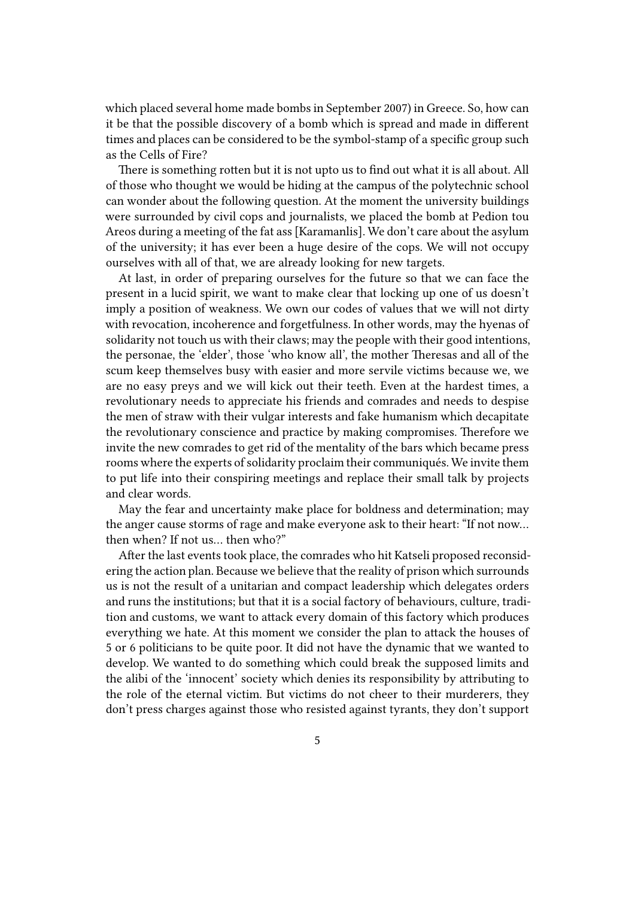which placed several home made bombs in September 2007) in Greece. So, how can it be that the possible discovery of a bomb which is spread and made in different times and places can be considered to be the symbol-stamp of a specific group such as the Cells of Fire?

There is something rotten but it is not upto us to find out what it is all about. All of those who thought we would be hiding at the campus of the polytechnic school can wonder about the following question. At the moment the university buildings were surrounded by civil cops and journalists, we placed the bomb at Pedion tou Areos during a meeting of the fat ass [Karamanlis]. We don't care about the asylum of the university; it has ever been a huge desire of the cops. We will not occupy ourselves with all of that, we are already looking for new targets.

At last, in order of preparing ourselves for the future so that we can face the present in a lucid spirit, we want to make clear that locking up one of us doesn't imply a position of weakness. We own our codes of values that we will not dirty with revocation, incoherence and forgetfulness. In other words, may the hyenas of solidarity not touch us with their claws; may the people with their good intentions, the personae, the 'elder', those 'who know all', the mother Theresas and all of the scum keep themselves busy with easier and more servile victims because we, we are no easy preys and we will kick out their teeth. Even at the hardest times, a revolutionary needs to appreciate his friends and comrades and needs to despise the men of straw with their vulgar interests and fake humanism which decapitate the revolutionary conscience and practice by making compromises. Therefore we invite the new comrades to get rid of the mentality of the bars which became press rooms where the experts of solidarity proclaim their communiqués. We invite them to put life into their conspiring meetings and replace their small talk by projects and clear words.

May the fear and uncertainty make place for boldness and determination; may the anger cause storms of rage and make everyone ask to their heart: "If not now… then when? If not us… then who?"

After the last events took place, the comrades who hit Katseli proposed reconsidering the action plan. Because we believe that the reality of prison which surrounds us is not the result of a unitarian and compact leadership which delegates orders and runs the institutions; but that it is a social factory of behaviours, culture, tradition and customs, we want to attack every domain of this factory which produces everything we hate. At this moment we consider the plan to attack the houses of 5 or 6 politicians to be quite poor. It did not have the dynamic that we wanted to develop. We wanted to do something which could break the supposed limits and the alibi of the 'innocent' society which denies its responsibility by attributing to the role of the eternal victim. But victims do not cheer to their murderers, they don't press charges against those who resisted against tyrants, they don't support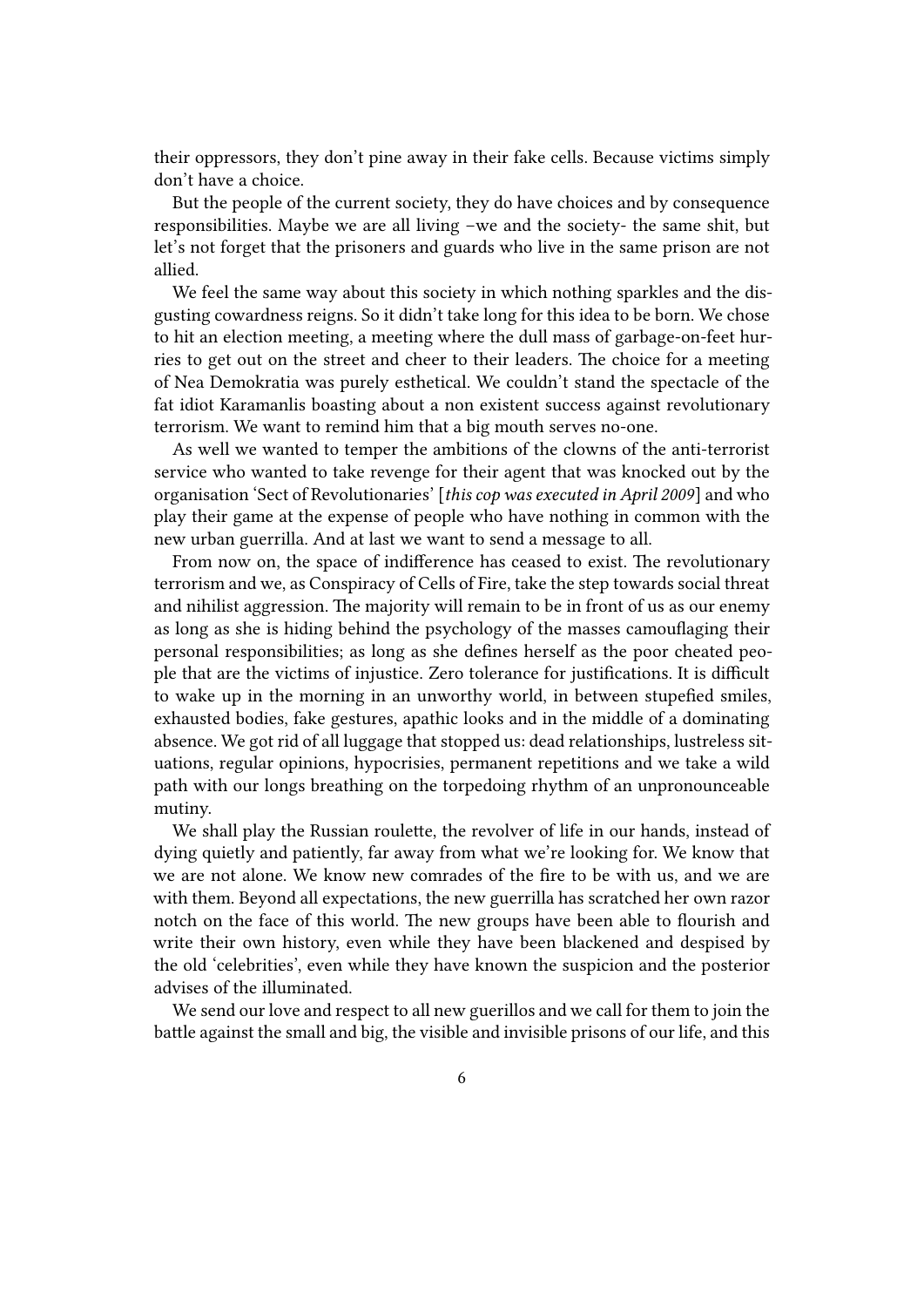their oppressors, they don't pine away in their fake cells. Because victims simply don't have a choice.

But the people of the current society, they do have choices and by consequence responsibilities. Maybe we are all living –we and the society- the same shit, but let's not forget that the prisoners and guards who live in the same prison are not allied.

We feel the same way about this society in which nothing sparkles and the disgusting cowardness reigns. So it didn't take long for this idea to be born. We chose to hit an election meeting, a meeting where the dull mass of garbage-on-feet hurries to get out on the street and cheer to their leaders. The choice for a meeting of Nea Demokratia was purely esthetical. We couldn't stand the spectacle of the fat idiot Karamanlis boasting about a non existent success against revolutionary terrorism. We want to remind him that a big mouth serves no-one.

As well we wanted to temper the ambitions of the clowns of the anti-terrorist service who wanted to take revenge for their agent that was knocked out by the organisation 'Sect of Revolutionaries' [*this cop was executed in April 2009*] and who play their game at the expense of people who have nothing in common with the new urban guerrilla. And at last we want to send a message to all.

From now on, the space of indifference has ceased to exist. The revolutionary terrorism and we, as Conspiracy of Cells of Fire, take the step towards social threat and nihilist aggression. The majority will remain to be in front of us as our enemy as long as she is hiding behind the psychology of the masses camouflaging their personal responsibilities; as long as she defines herself as the poor cheated people that are the victims of injustice. Zero tolerance for justifications. It is difficult to wake up in the morning in an unworthy world, in between stupefied smiles, exhausted bodies, fake gestures, apathic looks and in the middle of a dominating absence. We got rid of all luggage that stopped us: dead relationships, lustreless situations, regular opinions, hypocrisies, permanent repetitions and we take a wild path with our longs breathing on the torpedoing rhythm of an unpronounceable mutiny.

We shall play the Russian roulette, the revolver of life in our hands, instead of dying quietly and patiently, far away from what we're looking for. We know that we are not alone. We know new comrades of the fire to be with us, and we are with them. Beyond all expectations, the new guerrilla has scratched her own razor notch on the face of this world. The new groups have been able to flourish and write their own history, even while they have been blackened and despised by the old 'celebrities', even while they have known the suspicion and the posterior advises of the illuminated.

We send our love and respect to all new guerillos and we call for them to join the battle against the small and big, the visible and invisible prisons of our life, and this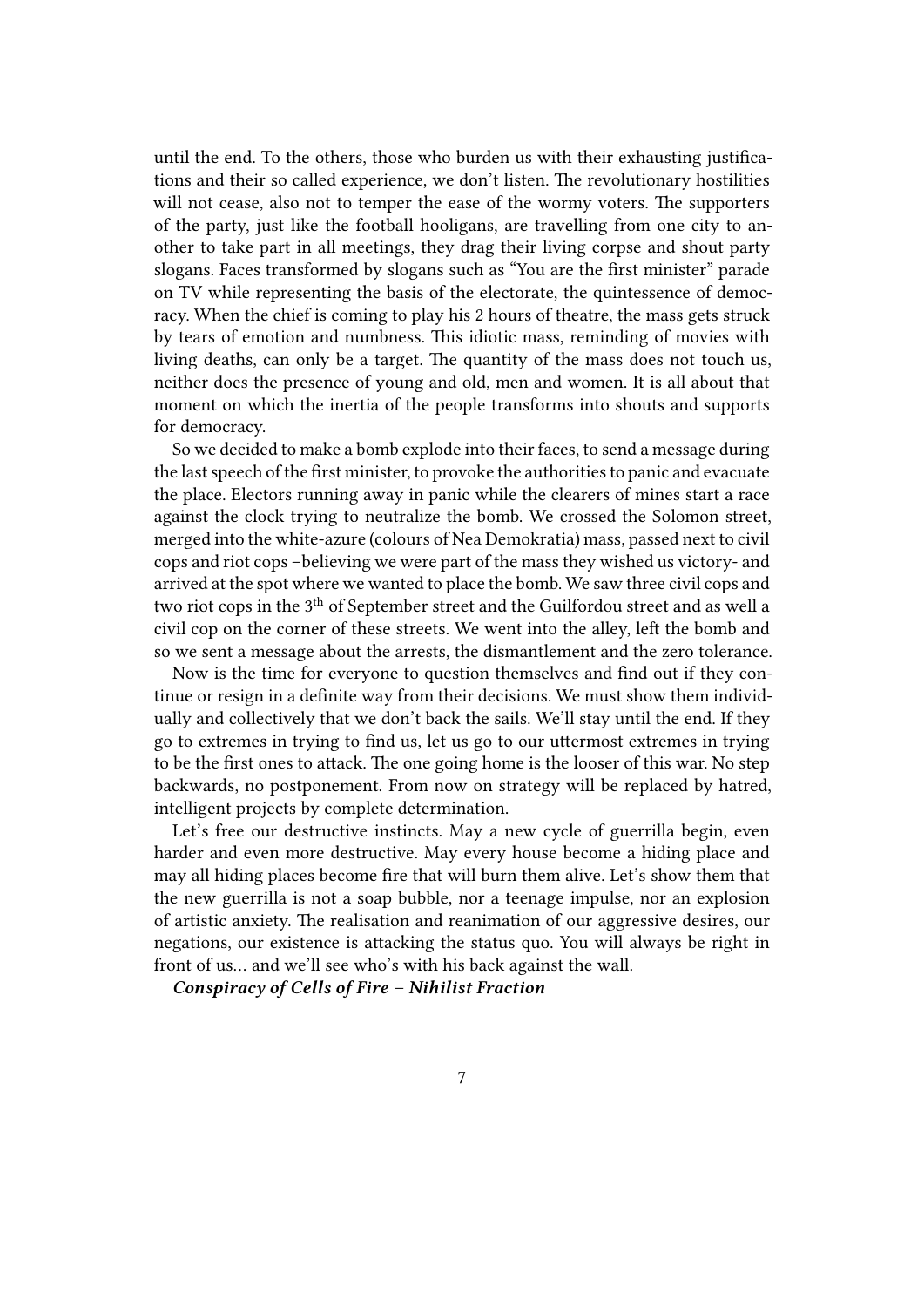until the end. To the others, those who burden us with their exhausting justifications and their so called experience, we don't listen. The revolutionary hostilities will not cease, also not to temper the ease of the wormy voters. The supporters of the party, just like the football hooligans, are travelling from one city to another to take part in all meetings, they drag their living corpse and shout party slogans. Faces transformed by slogans such as "You are the first minister" parade on TV while representing the basis of the electorate, the quintessence of democracy. When the chief is coming to play his 2 hours of theatre, the mass gets struck by tears of emotion and numbness. This idiotic mass, reminding of movies with living deaths, can only be a target. The quantity of the mass does not touch us, neither does the presence of young and old, men and women. It is all about that moment on which the inertia of the people transforms into shouts and supports for democracy.

So we decided to make a bomb explode into their faces, to send a message during the last speech of the first minister, to provoke the authorities to panic and evacuate the place. Electors running away in panic while the clearers of mines start a race against the clock trying to neutralize the bomb. We crossed the Solomon street, merged into the white-azure (colours of Nea Demokratia) mass, passed next to civil cops and riot cops –believing we were part of the mass they wished us victory- and arrived at the spot where we wanted to place the bomb. We saw three civil cops and two riot cops in the 3th of September street and the Guilfordou street and as well a civil cop on the corner of these streets. We went into the alley, left the bomb and so we sent a message about the arrests, the dismantlement and the zero tolerance.

Now is the time for everyone to question themselves and find out if they continue or resign in a definite way from their decisions. We must show them individually and collectively that we don't back the sails. We'll stay until the end. If they go to extremes in trying to find us, let us go to our uttermost extremes in trying to be the first ones to attack. The one going home is the looser of this war. No step backwards, no postponement. From now on strategy will be replaced by hatred, intelligent projects by complete determination.

Let's free our destructive instincts. May a new cycle of guerrilla begin, even harder and even more destructive. May every house become a hiding place and may all hiding places become fire that will burn them alive. Let's show them that the new guerrilla is not a soap bubble, nor a teenage impulse, nor an explosion of artistic anxiety. The realisation and reanimation of our aggressive desires, our negations, our existence is attacking the status quo. You will always be right in front of us… and we'll see who's with his back against the wall.

***Conspiracy of Cells of Fire – Nihilist Fraction***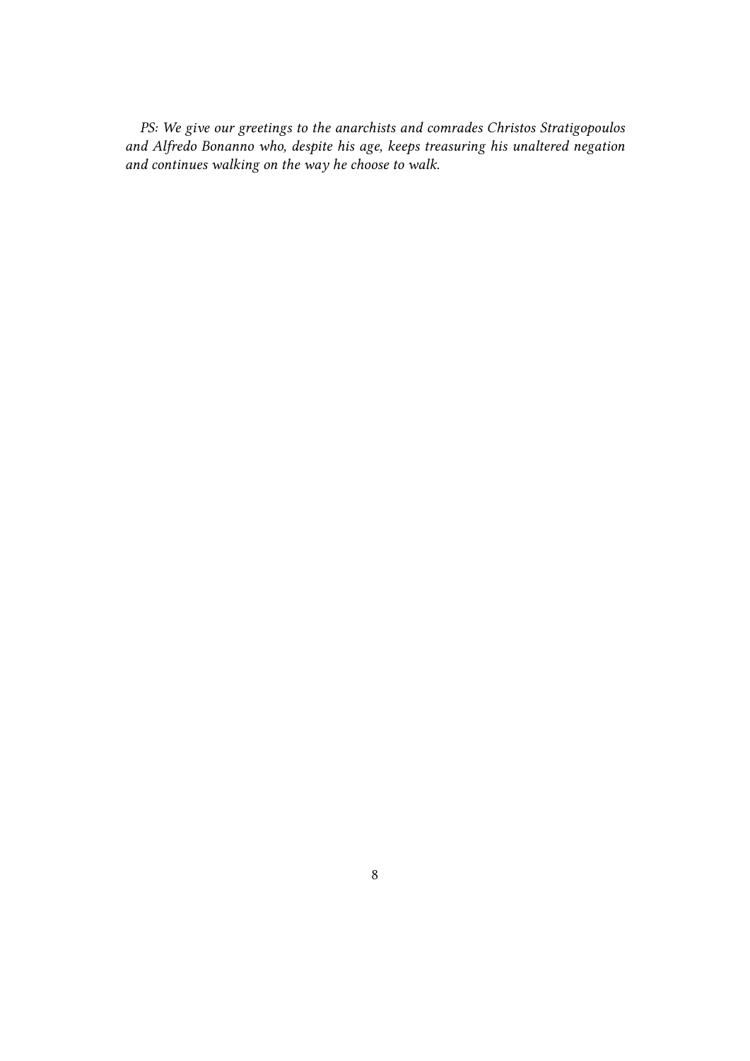*PS: We give our greetings to the anarchists and comrades Christos Stratigopoulos and Alfredo Bonanno who, despite his age, keeps treasuring his unaltered negation and continues walking on the way he choose to walk.*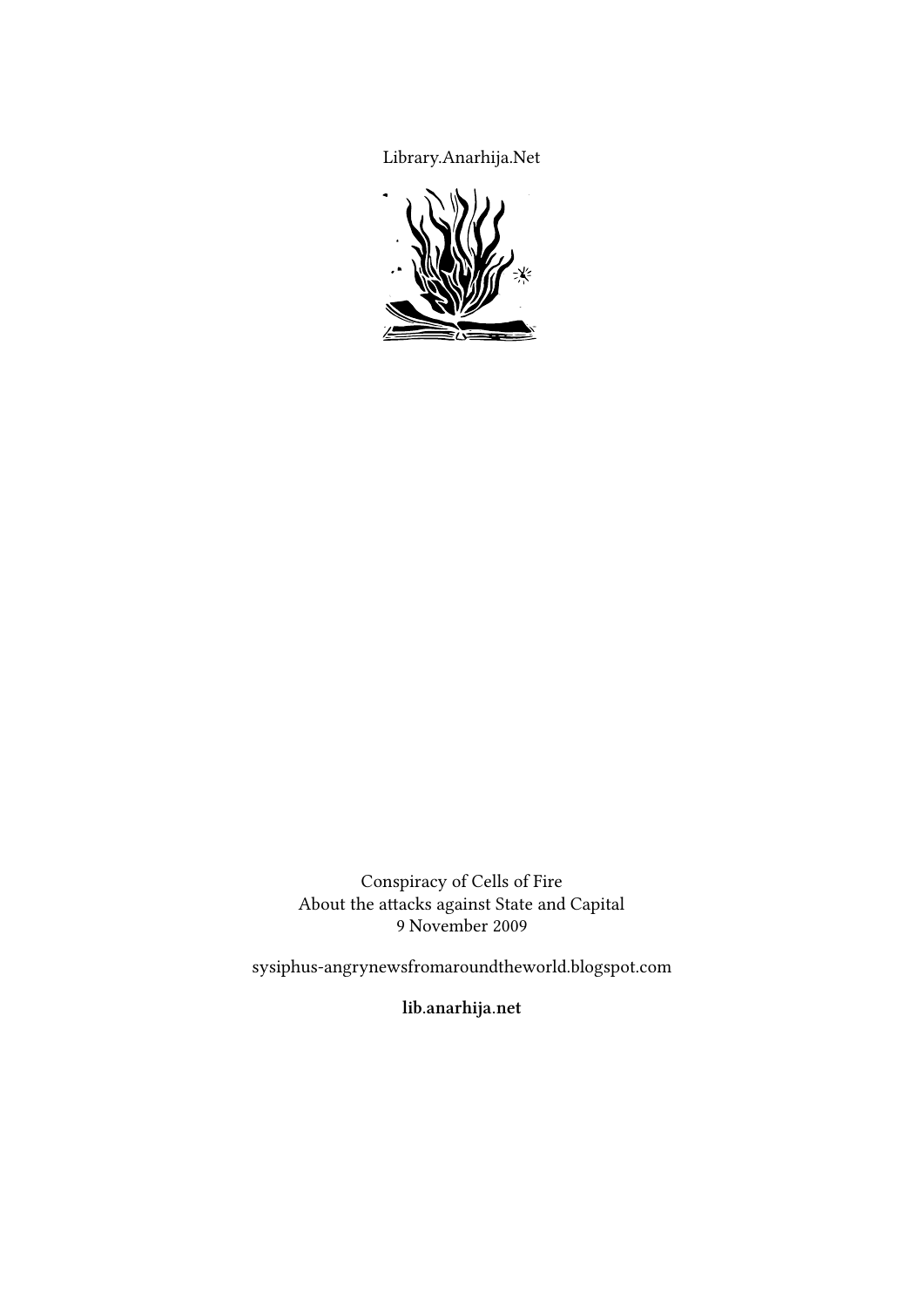Library.Anarhija.Net

Conspiracy of Cells of Fire
About the attacks against State and Capital
9 November 2009

sysiphus-angrynewsfromaroundtheworld.blogspot.com

**lib.anarhija.net**